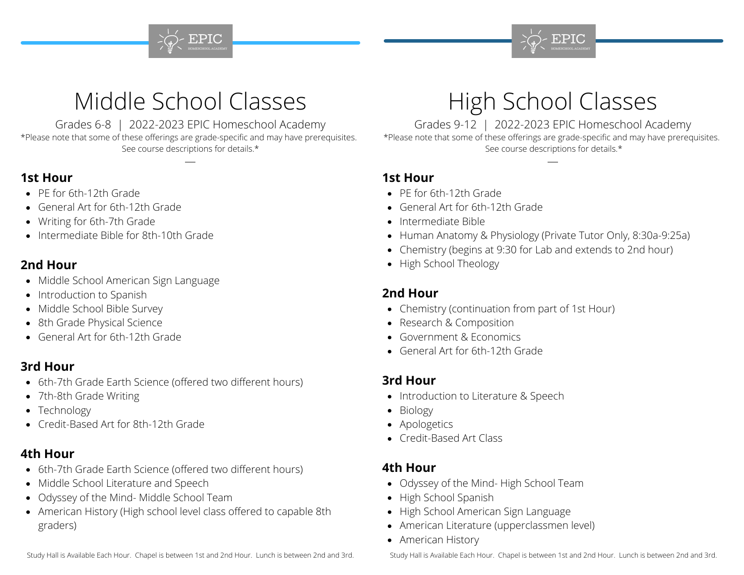# Middle School Classes

Grades 6-8 | 2022-2023 EPIC Homeschool Academy

*Please note that some of these offerings are grade-specific and may have prerequisites. See course descriptions for details.*

## 1st Hour

- PE for 6th-12th Grade
- General Art for 6th-12th Grade
- Writing for 6th-7th Grade
- Intermediate Bible for 8th-10th Grade

## 2nd Hour

- Middle School American Sign Language
- Introduction to Spanish
- Middle School Bible Survey
- 8th Grade Physical Science
- General Art for 6th-12th Grade

## 3rd Hour

- 6th-7th Grade Earth Science (offered two different hours)
- 7th-8th Grade Writing
- Technology
- Credit-Based Art for 8th-12th Grade

## 4th Hour

- 6th-7th Grade Earth Science (offered two different hours)
- Middle School Literature and Speech
- Odyssey of the Mind- Middle School Team
- American History (High school level class offered to capable 8th graders)

Study Hall is Available Each Hour. Chapel is between 1st and 2nd Hour. Lunch is between 2nd and 3rd.

# High School Classes

Grades 9-12 | 2022-2023 EPIC Homeschool Academy

*Please note that some of these offerings are grade-specific and may have prerequisites. See course descriptions for details.*

## 1st Hour

- PE for 6th-12th Grade
- General Art for 6th-12th Grade
- Intermediate Bible
- Human Anatomy & Physiology (Private Tutor Only, 8:30a-9:25a)
- Chemistry (begins at 9:30 for Lab and extends to 2nd hour)
- High School Theology

## 2nd Hour

- Chemistry (continuation from part of 1st Hour)
- Research & Composition
- Government & Economics
- General Art for 6th-12th Grade

## 3rd Hour

- Introduction to Literature & Speech
- Biology
- Apologetics
- Credit-Based Art Class

## 4th Hour

- Odyssey of the Mind- High School Team
- High School Spanish
- High School American Sign Language
- American Literature (upperclassmen level)
- American History

Study Hall is Available Each Hour. Chapel is between 1st and 2nd Hour. Lunch is between 2nd and 3rd.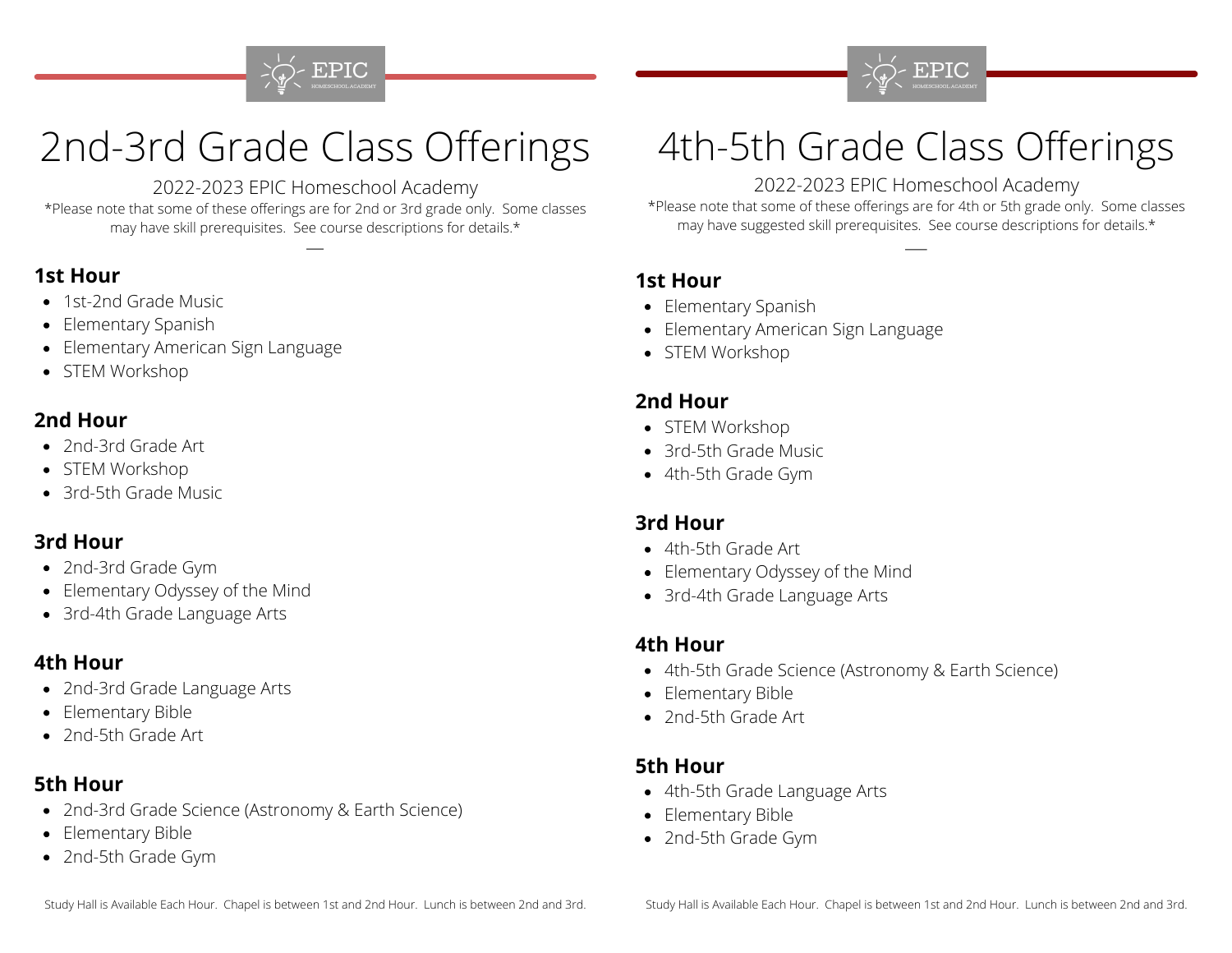# 2nd-3rd Grade Class Offerings

2022-2023 EPIC Homeschool Academy

*Please note that some of these offerings are for 2nd or 3rd grade only. Some classes may have skill prerequisites. See course descriptions for details.*

### 1st Hour

- 1st-2nd Grade Music
- Elementary Spanish
- Elementary American Sign Language
- STEM Workshop

### 2nd Hour

- 2nd-3rd Grade Art
- STEM Workshop
- 3rd-5th Grade Music

### 3rd Hour

- 2nd-3rd Grade Gym
- Elementary Odyssey of the Mind
- 3rd-4th Grade Language Arts

### 4th Hour

- 2nd-3rd Grade Language Arts
- Elementary Bible
- 2nd-5th Grade Art

### 5th Hour

- 2nd-3rd Grade Science (Astronomy & Earth Science)
- Elementary Bible
- 2nd-5th Grade Gym

Study Hall is Available Each Hour. Chapel is between 1st and 2nd Hour. Lunch is between 2nd and 3rd.

# 4th-5th Grade Class Offerings

2022-2023 EPIC Homeschool Academy

*Please note that some of these offerings are for 4th or 5th grade only. Some classes may have suggested skill prerequisites. See course descriptions for details.*

### 1st Hour

- Elementary Spanish
- Elementary American Sign Language
- STEM Workshop

### 2nd Hour

- STEM Workshop
- 3rd-5th Grade Music
- 4th-5th Grade Gym

### 3rd Hour

- 4th-5th Grade Art
- Elementary Odyssey of the Mind
- 3rd-4th Grade Language Arts

### 4th Hour

- 4th-5th Grade Science (Astronomy & Earth Science)
- Elementary Bible
- 2nd-5th Grade Art

### 5th Hour

- 4th-5th Grade Language Arts
- Elementary Bible
- 2nd-5th Grade Gym

Study Hall is Available Each Hour. Chapel is between 1st and 2nd Hour. Lunch is between 2nd and 3rd.